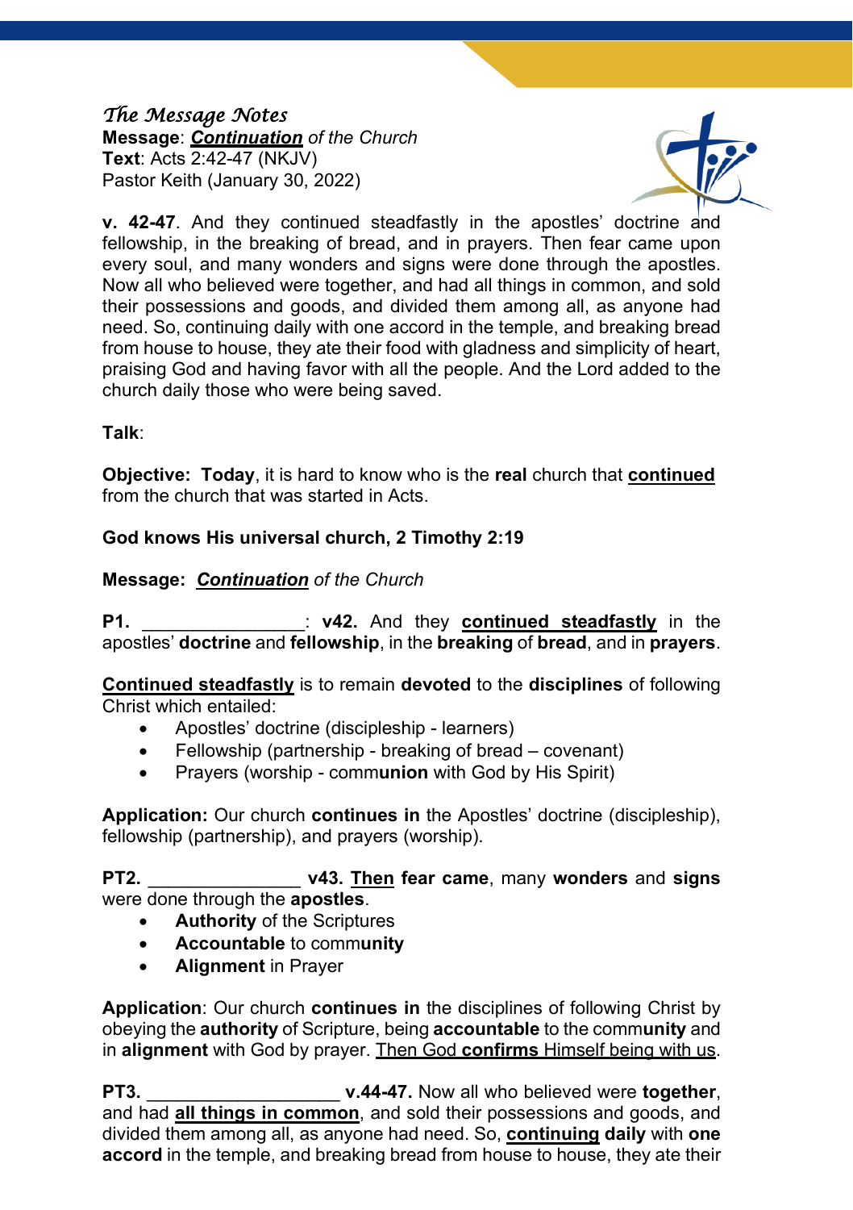*The Message Notes*
**Message**: ***Continuation*** *of the Church*
**Text**: Acts 2:42-47 (NKJV)
Pastor Keith (January 30, 2022)

**v. 42-47**. And they continued steadfastly in the apostles' doctrine and fellowship, in the breaking of bread, and in prayers. Then fear came upon every soul, and many wonders and signs were done through the apostles. Now all who believed were together, and had all things in common, and sold their possessions and goods, and divided them among all, as anyone had need. So, continuing daily with one accord in the temple, and breaking bread from house to house, they ate their food with gladness and simplicity of heart, praising God and having favor with all the people. And the Lord added to the church daily those who were being saved.

**Talk**:

**Objective: Today**, it is hard to know who is the **real** church that **continued** from the church that was started in Acts.

**God knows His universal church, 2 Timothy 2:19**

**Message:** ***Continuation*** *of the Church*

**P1.** ________________: **v42.** And they **continued steadfastly** in the apostles' **doctrine** and **fellowship**, in the **breaking** of **bread**, and in **prayers**.

**Continued steadfastly** is to remain **devoted** to the **disciplines** of following Christ which entailed:

- Apostles' doctrine (discipleship - learners)
- Fellowship (partnership - breaking of bread – covenant)
- Prayers (worship - comm**union** with God by His Spirit)

**Application:** Our church **continues in** the Apostles' doctrine (discipleship), fellowship (partnership), and prayers (worship).

**PT2.** _______________ **v43. Then fear came**, many **wonders** and **signs** were done through the **apostles**.

- **Authority** of the Scriptures
- **Accountable** to comm**unity**
- **Alignment** in Prayer

**Application**: Our church **continues in** the disciplines of following Christ by obeying the **authority** of Scripture, being **accountable** to the comm**unity** and in **alignment** with God by prayer. Then God **confirms** Himself being with us.

**PT3.** ___________________ **v.44-47.** Now all who believed were **together**, and had **all things in common**, and sold their possessions and goods, and divided them among all, as anyone had need. So, **continuing daily** with **one accord** in the temple, and breaking bread from house to house, they ate their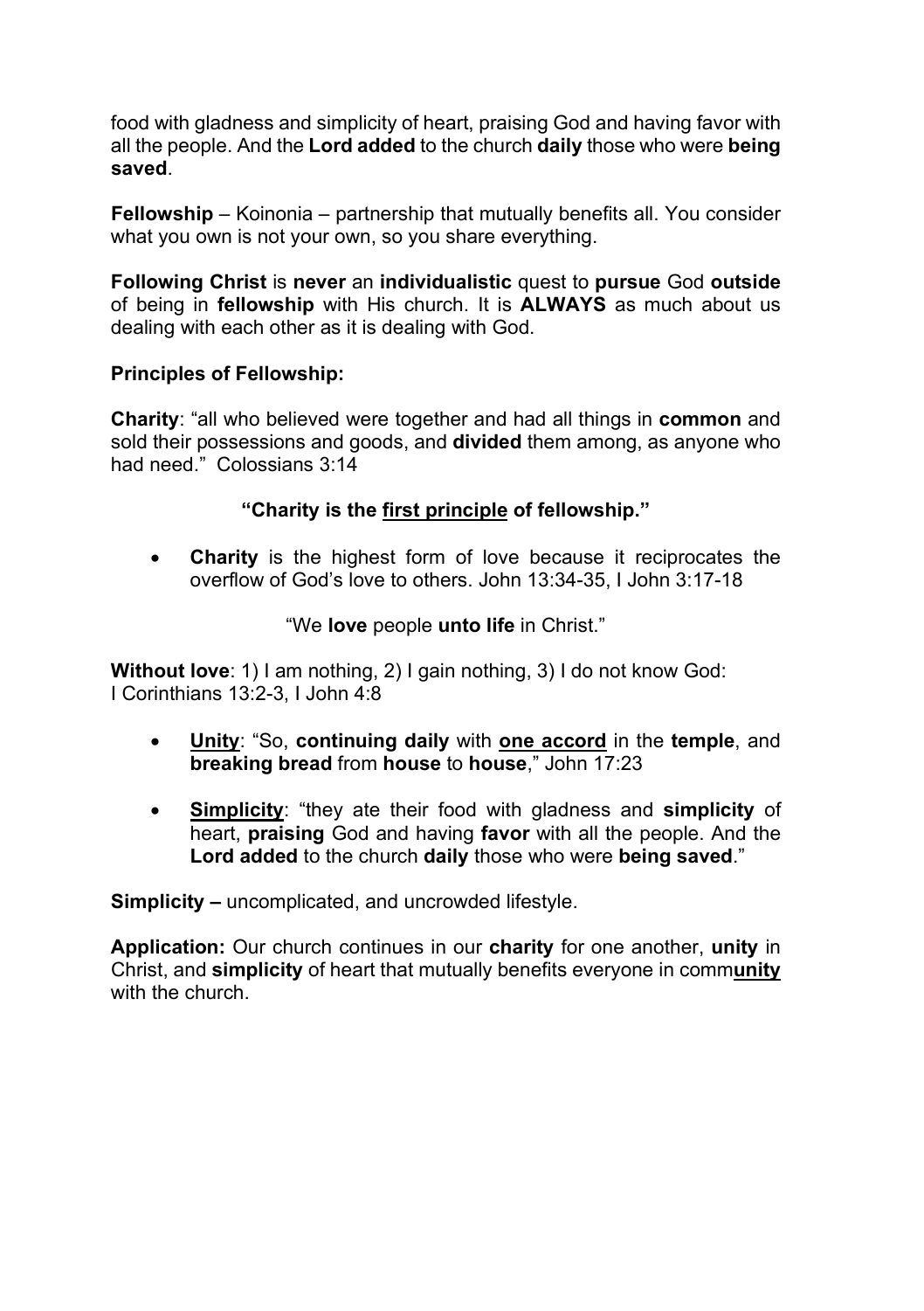food with gladness and simplicity of heart, praising God and having favor with all the people. And the **Lord added** to the church **daily** those who were **being saved**.

**Fellowship** – Koinonia – partnership that mutually benefits all. You consider what you own is not your own, so you share everything.

**Following Christ** is **never** an **individualistic** quest to **pursue** God **outside** of being in **fellowship** with His church. It is **ALWAYS** as much about us dealing with each other as it is dealing with God.

**Principles of Fellowship:**

**Charity**: "all who believed were together and had all things in **common** and sold their possessions and goods, and **divided** them among, as anyone who had need." Colossians 3:14

**"Charity is the <u>first principle</u> of fellowship."**

- **Charity** is the highest form of love because it reciprocates the overflow of God's love to others. John 13:34-35, I John 3:17-18

"We **love** people **unto life** in Christ."

**Without love**: 1) I am nothing, 2) I gain nothing, 3) I do not know God: I Corinthians 13:2-3, I John 4:8

- **<u>Unity</u>**: "So, **continuing daily** with **<u>one accord</u>** in the **temple**, and **breaking bread** from **house** to **house**," John 17:23

- **<u>Simplicity</u>**: "they ate their food with gladness and **simplicity** of heart, **praising** God and having **favor** with all the people. And the **Lord added** to the church **daily** those who were **being saved**."

**Simplicity –** uncomplicated, and uncrowded lifestyle.

**Application:** Our church continues in our **charity** for one another, **unity** in Christ, and **simplicity** of heart that mutually benefits everyone in comm**<u>unity</u>** with the church.